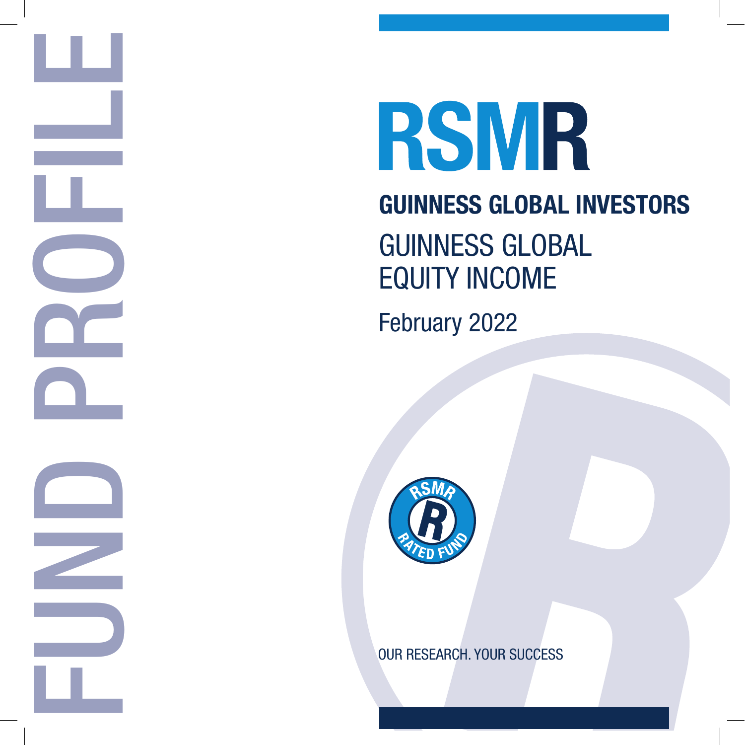FUND PROFILE

# RSMR

## GUINNESS GLOBAL INVESTORS

GUINNESS GLOBAL EQUITY INCOME

February 2022

RSMR RATED FUND

OUR RESEARCH. YOUR SUCCESS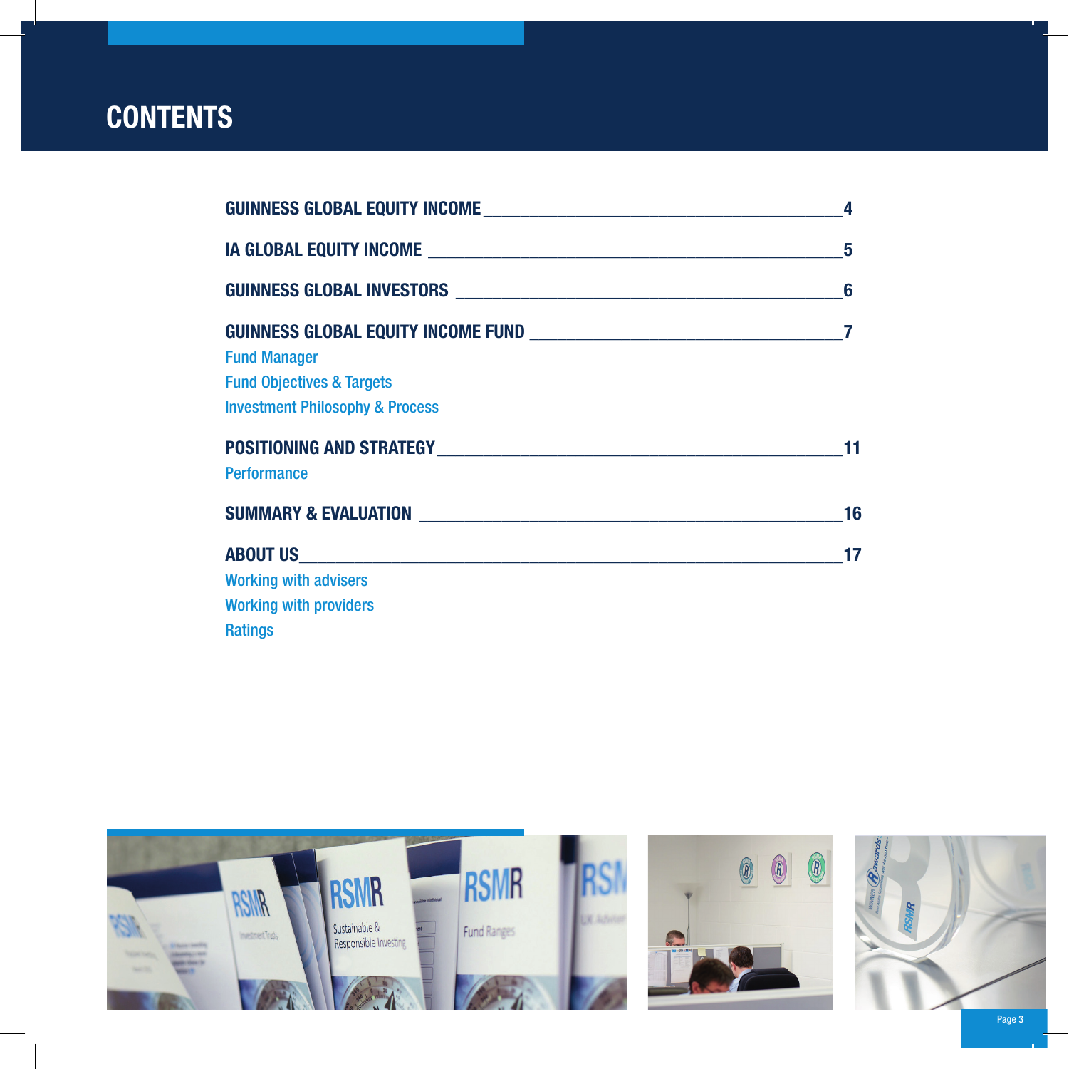# CONTENTS

**GUINNESS GLOBAL EQUITY INCOME** ________ 4

**IA GLOBAL EQUITY INCOME** ________ 5

**GUINNESS GLOBAL INVESTORS** ________ 6

**GUINNESS GLOBAL EQUITY INCOME FUND** ________ 7

Fund Manager

Fund Objectives & Targets

Investment Philosophy & Process

**POSITIONING AND STRATEGY** ________ 11

Performance

**SUMMARY & EVALUATION** ________ 16

**ABOUT US** ________ 17

Working with advisers

Working with providers

Ratings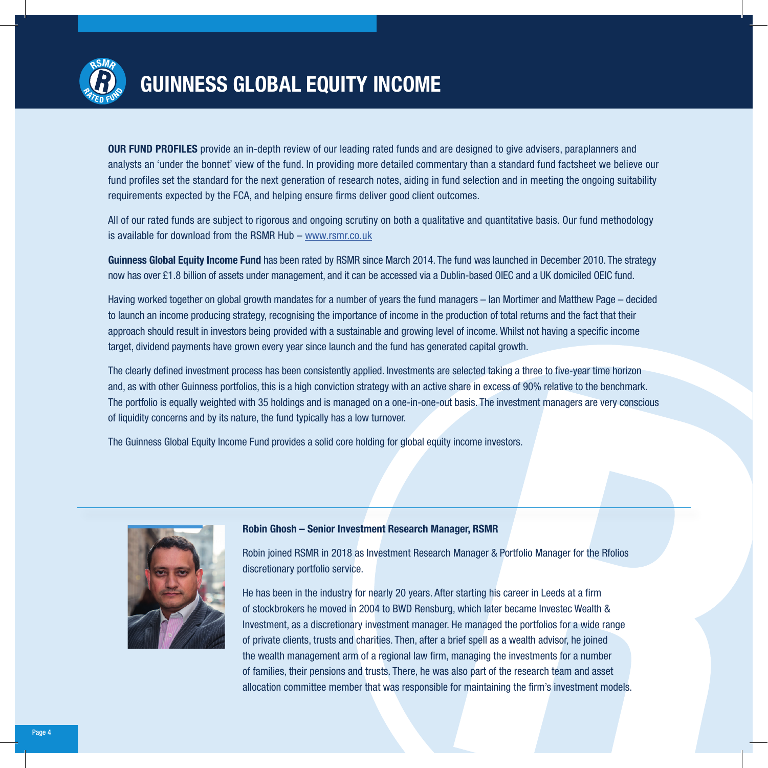# GUINNESS GLOBAL EQUITY INCOME

**OUR FUND PROFILES** provide an in-depth review of our leading rated funds and are designed to give advisers, paraplanners and analysts an 'under the bonnet' view of the fund. In providing more detailed commentary than a standard fund factsheet we believe our fund profiles set the standard for the next generation of research notes, aiding in fund selection and in meeting the ongoing suitability requirements expected by the FCA, and helping ensure firms deliver good client outcomes.

All of our rated funds are subject to rigorous and ongoing scrutiny on both a qualitative and quantitative basis. Our fund methodology is available for download from the RSMR Hub – www.rsmr.co.uk

**Guinness Global Equity Income Fund** has been rated by RSMR since March 2014. The fund was launched in December 2010. The strategy now has over £1.8 billion of assets under management, and it can be accessed via a Dublin-based OIEC and a UK domiciled OEIC fund.

Having worked together on global growth mandates for a number of years the fund managers – Ian Mortimer and Matthew Page – decided to launch an income producing strategy, recognising the importance of income in the production of total returns and the fact that their approach should result in investors being provided with a sustainable and growing level of income. Whilst not having a specific income target, dividend payments have grown every year since launch and the fund has generated capital growth.

The clearly defined investment process has been consistently applied. Investments are selected taking a three to five-year time horizon and, as with other Guinness portfolios, this is a high conviction strategy with an active share in excess of 90% relative to the benchmark. The portfolio is equally weighted with 35 holdings and is managed on a one-in-one-out basis. The investment managers are very conscious of liquidity concerns and by its nature, the fund typically has a low turnover.

The Guinness Global Equity Income Fund provides a solid core holding for global equity income investors.

---

**Robin Ghosh – Senior Investment Research Manager, RSMR**

Robin joined RSMR in 2018 as Investment Research Manager & Portfolio Manager for the Rfolios discretionary portfolio service.

He has been in the industry for nearly 20 years. After starting his career in Leeds at a firm of stockbrokers he moved in 2004 to BWD Rensburg, which later became Investec Wealth & Investment, as a discretionary investment manager. He managed the portfolios for a wide range of private clients, trusts and charities. Then, after a brief spell as a wealth advisor, he joined the wealth management arm of a regional law firm, managing the investments for a number of families, their pensions and trusts. There, he was also part of the research team and asset allocation committee member that was responsible for maintaining the firm's investment models.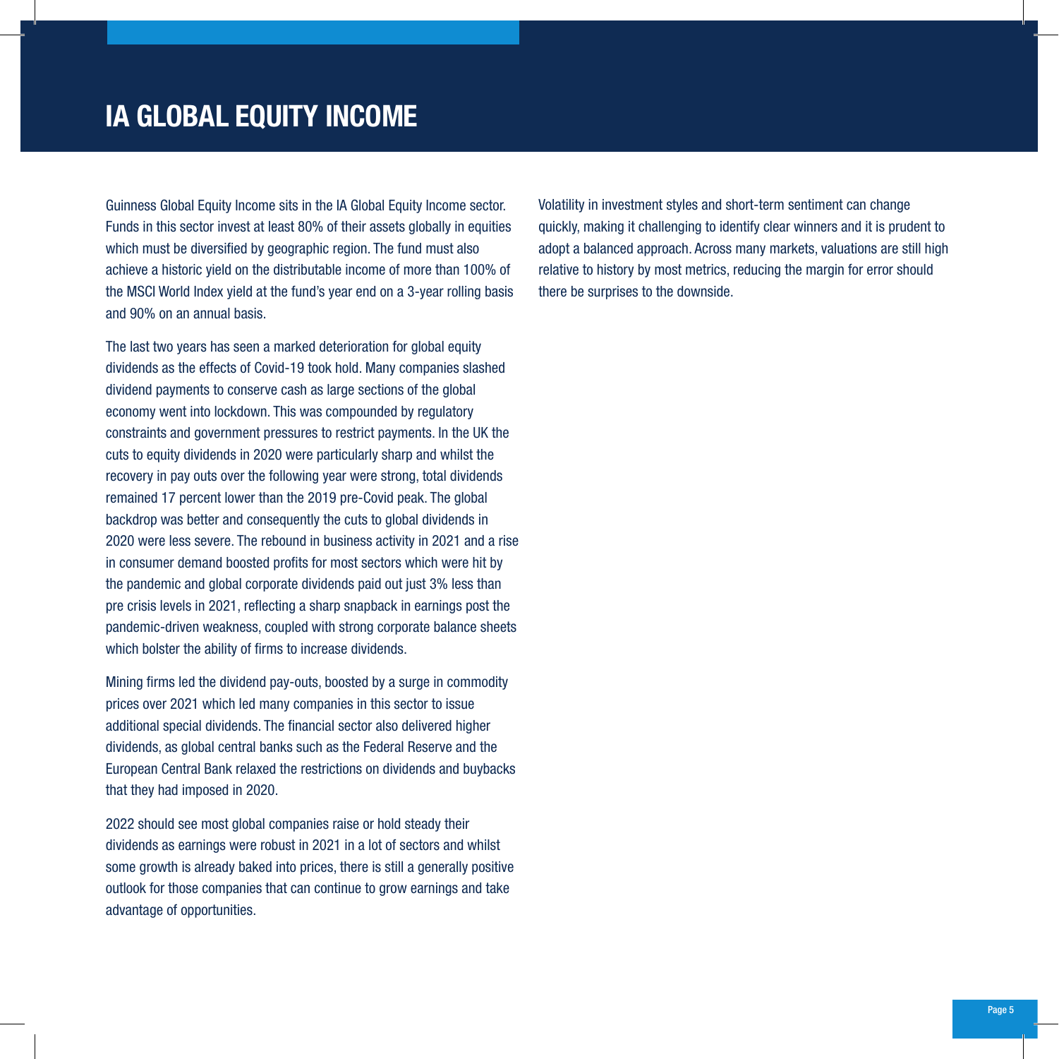# IA GLOBAL EQUITY INCOME

Guinness Global Equity Income sits in the IA Global Equity Income sector. Funds in this sector invest at least 80% of their assets globally in equities which must be diversified by geographic region. The fund must also achieve a historic yield on the distributable income of more than 100% of the MSCI World Index yield at the fund's year end on a 3-year rolling basis and 90% on an annual basis.

The last two years has seen a marked deterioration for global equity dividends as the effects of Covid-19 took hold. Many companies slashed dividend payments to conserve cash as large sections of the global economy went into lockdown. This was compounded by regulatory constraints and government pressures to restrict payments. In the UK the cuts to equity dividends in 2020 were particularly sharp and whilst the recovery in pay outs over the following year were strong, total dividends remained 17 percent lower than the 2019 pre-Covid peak. The global backdrop was better and consequently the cuts to global dividends in 2020 were less severe. The rebound in business activity in 2021 and a rise in consumer demand boosted profits for most sectors which were hit by the pandemic and global corporate dividends paid out just 3% less than pre crisis levels in 2021, reflecting a sharp snapback in earnings post the pandemic-driven weakness, coupled with strong corporate balance sheets which bolster the ability of firms to increase dividends.

Mining firms led the dividend pay-outs, boosted by a surge in commodity prices over 2021 which led many companies in this sector to issue additional special dividends. The financial sector also delivered higher dividends, as global central banks such as the Federal Reserve and the European Central Bank relaxed the restrictions on dividends and buybacks that they had imposed in 2020.

2022 should see most global companies raise or hold steady their dividends as earnings were robust in 2021 in a lot of sectors and whilst some growth is already baked into prices, there is still a generally positive outlook for those companies that can continue to grow earnings and take advantage of opportunities.

Volatility in investment styles and short-term sentiment can change quickly, making it challenging to identify clear winners and it is prudent to adopt a balanced approach. Across many markets, valuations are still high relative to history by most metrics, reducing the margin for error should there be surprises to the downside.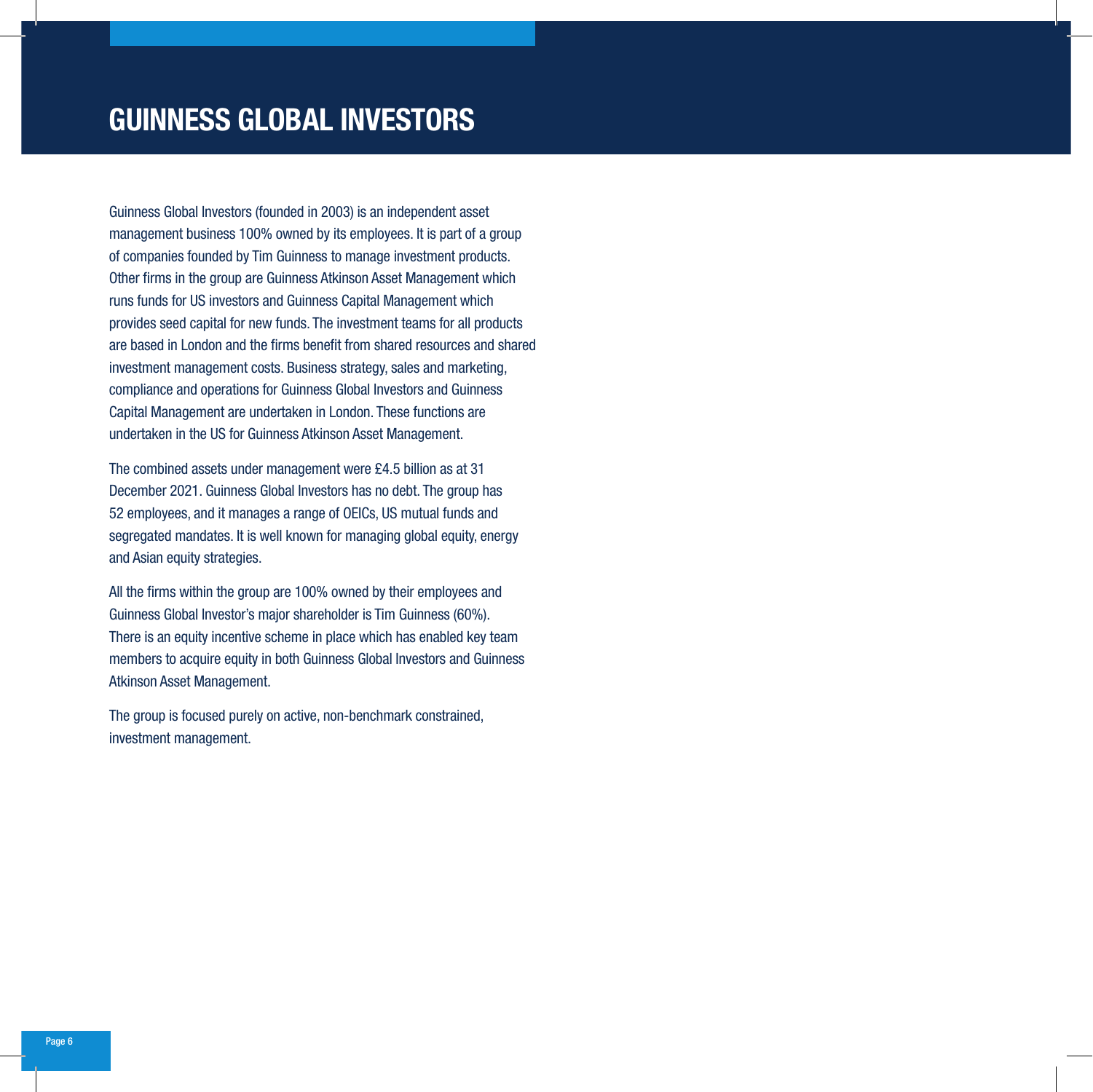# GUINNESS GLOBAL INVESTORS

Guinness Global Investors (founded in 2003) is an independent asset management business 100% owned by its employees. It is part of a group of companies founded by Tim Guinness to manage investment products. Other firms in the group are Guinness Atkinson Asset Management which runs funds for US investors and Guinness Capital Management which provides seed capital for new funds. The investment teams for all products are based in London and the firms benefit from shared resources and shared investment management costs. Business strategy, sales and marketing, compliance and operations for Guinness Global Investors and Guinness Capital Management are undertaken in London. These functions are undertaken in the US for Guinness Atkinson Asset Management.

The combined assets under management were £4.5 billion as at 31 December 2021. Guinness Global Investors has no debt. The group has 52 employees, and it manages a range of OEICs, US mutual funds and segregated mandates. It is well known for managing global equity, energy and Asian equity strategies.

All the firms within the group are 100% owned by their employees and Guinness Global Investor's major shareholder is Tim Guinness (60%). There is an equity incentive scheme in place which has enabled key team members to acquire equity in both Guinness Global Investors and Guinness Atkinson Asset Management.

The group is focused purely on active, non-benchmark constrained, investment management.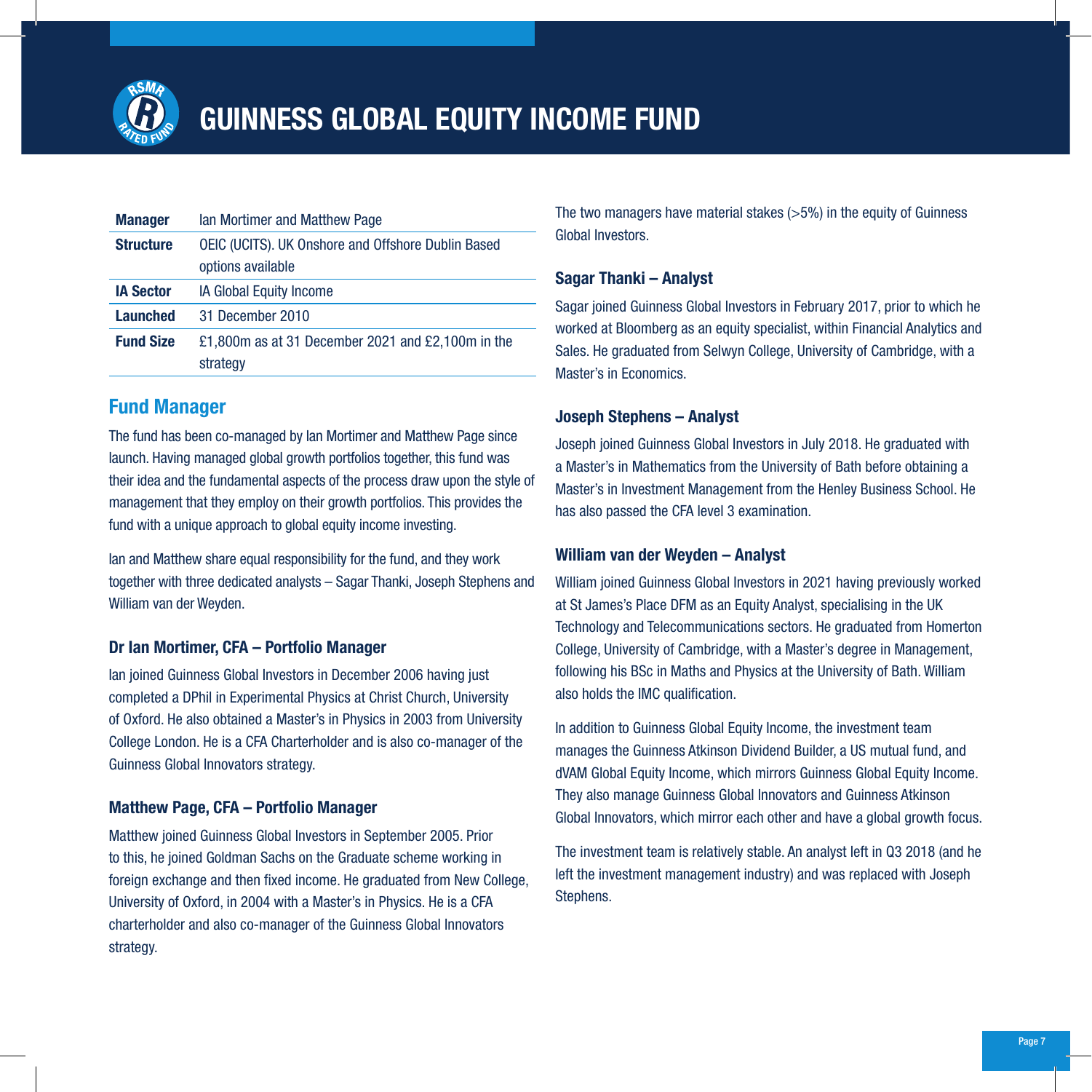# GUINNESS GLOBAL EQUITY INCOME FUND

| | |
|---|---|
| **Manager** | Ian Mortimer and Matthew Page |
| **Structure** | OEIC (UCITS). UK Onshore and Offshore Dublin Based options available |
| **IA Sector** | IA Global Equity Income |
| **Launched** | 31 December 2010 |
| **Fund Size** | £1,800m as at 31 December 2021 and £2,100m in the strategy |

## Fund Manager

The fund has been co-managed by Ian Mortimer and Matthew Page since launch. Having managed global growth portfolios together, this fund was their idea and the fundamental aspects of the process draw upon the style of management that they employ on their growth portfolios. This provides the fund with a unique approach to global equity income investing.

Ian and Matthew share equal responsibility for the fund, and they work together with three dedicated analysts – Sagar Thanki, Joseph Stephens and William van der Weyden.

### Dr Ian Mortimer, CFA – Portfolio Manager

Ian joined Guinness Global Investors in December 2006 having just completed a DPhil in Experimental Physics at Christ Church, University of Oxford. He also obtained a Master's in Physics in 2003 from University College London. He is a CFA Charterholder and is also co-manager of the Guinness Global Innovators strategy.

### Matthew Page, CFA – Portfolio Manager

Matthew joined Guinness Global Investors in September 2005. Prior to this, he joined Goldman Sachs on the Graduate scheme working in foreign exchange and then fixed income. He graduated from New College, University of Oxford, in 2004 with a Master's in Physics. He is a CFA charterholder and also co-manager of the Guinness Global Innovators strategy.

The two managers have material stakes (>5%) in the equity of Guinness Global Investors.

### Sagar Thanki – Analyst

Sagar joined Guinness Global Investors in February 2017, prior to which he worked at Bloomberg as an equity specialist, within Financial Analytics and Sales. He graduated from Selwyn College, University of Cambridge, with a Master's in Economics.

### Joseph Stephens – Analyst

Joseph joined Guinness Global Investors in July 2018. He graduated with a Master's in Mathematics from the University of Bath before obtaining a Master's in Investment Management from the Henley Business School. He has also passed the CFA level 3 examination.

### William van der Weyden – Analyst

William joined Guinness Global Investors in 2021 having previously worked at St James's Place DFM as an Equity Analyst, specialising in the UK Technology and Telecommunications sectors. He graduated from Homerton College, University of Cambridge, with a Master's degree in Management, following his BSc in Maths and Physics at the University of Bath. William also holds the IMC qualification.

In addition to Guinness Global Equity Income, the investment team manages the Guinness Atkinson Dividend Builder, a US mutual fund, and dVAM Global Equity Income, which mirrors Guinness Global Equity Income. They also manage Guinness Global Innovators and Guinness Atkinson Global Innovators, which mirror each other and have a global growth focus.

The investment team is relatively stable. An analyst left in Q3 2018 (and he left the investment management industry) and was replaced with Joseph Stephens.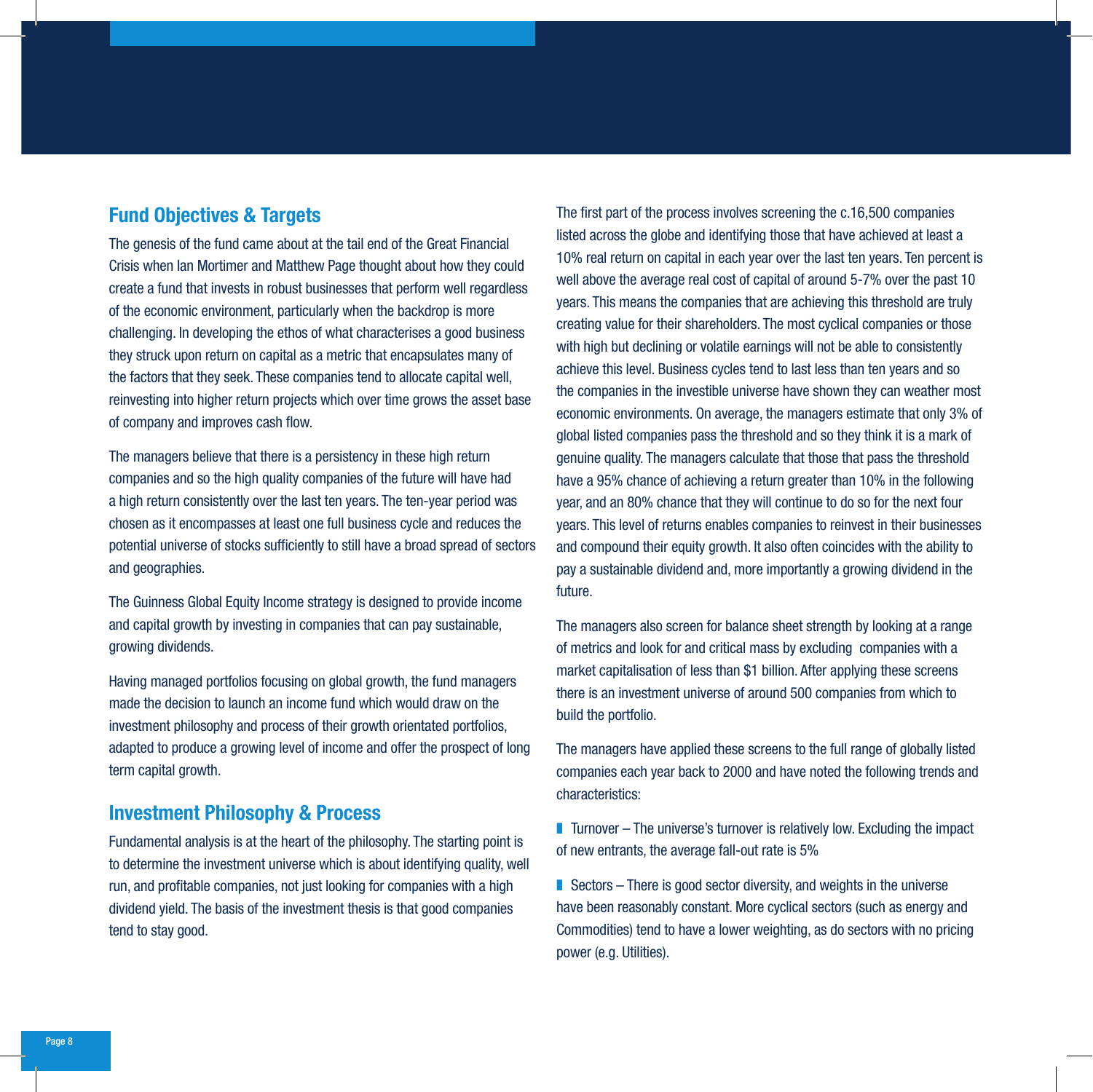## Fund Objectives & Targets

The genesis of the fund came about at the tail end of the Great Financial Crisis when Ian Mortimer and Matthew Page thought about how they could create a fund that invests in robust businesses that perform well regardless of the economic environment, particularly when the backdrop is more challenging. In developing the ethos of what characterises a good business they struck upon return on capital as a metric that encapsulates many of the factors that they seek. These companies tend to allocate capital well, reinvesting into higher return projects which over time grows the asset base of company and improves cash flow.

The managers believe that there is a persistency in these high return companies and so the high quality companies of the future will have had a high return consistently over the last ten years. The ten-year period was chosen as it encompasses at least one full business cycle and reduces the potential universe of stocks sufficiently to still have a broad spread of sectors and geographies.

The Guinness Global Equity Income strategy is designed to provide income and capital growth by investing in companies that can pay sustainable, growing dividends.

Having managed portfolios focusing on global growth, the fund managers made the decision to launch an income fund which would draw on the investment philosophy and process of their growth orientated portfolios, adapted to produce a growing level of income and offer the prospect of long term capital growth.

## Investment Philosophy & Process

Fundamental analysis is at the heart of the philosophy. The starting point is to determine the investment universe which is about identifying quality, well run, and profitable companies, not just looking for companies with a high dividend yield. The basis of the investment thesis is that good companies tend to stay good.

The first part of the process involves screening the c.16,500 companies listed across the globe and identifying those that have achieved at least a 10% real return on capital in each year over the last ten years. Ten percent is well above the average real cost of capital of around 5-7% over the past 10 years. This means the companies that are achieving this threshold are truly creating value for their shareholders. The most cyclical companies or those with high but declining or volatile earnings will not be able to consistently achieve this level. Business cycles tend to last less than ten years and so the companies in the investible universe have shown they can weather most economic environments. On average, the managers estimate that only 3% of global listed companies pass the threshold and so they think it is a mark of genuine quality. The managers calculate that those that pass the threshold have a 95% chance of achieving a return greater than 10% in the following year, and an 80% chance that they will continue to do so for the next four years. This level of returns enables companies to reinvest in their businesses and compound their equity growth. It also often coincides with the ability to pay a sustainable dividend and, more importantly a growing dividend in the future.

The managers also screen for balance sheet strength by looking at a range of metrics and look for and critical mass by excluding companies with a market capitalisation of less than $1 billion. After applying these screens there is an investment universe of around 500 companies from which to build the portfolio.

The managers have applied these screens to the full range of globally listed companies each year back to 2000 and have noted the following trends and characteristics:

- Turnover – The universe's turnover is relatively low. Excluding the impact of new entrants, the average fall-out rate is 5%
- Sectors – There is good sector diversity, and weights in the universe have been reasonably constant. More cyclical sectors (such as energy and Commodities) tend to have a lower weighting, as do sectors with no pricing power (e.g. Utilities).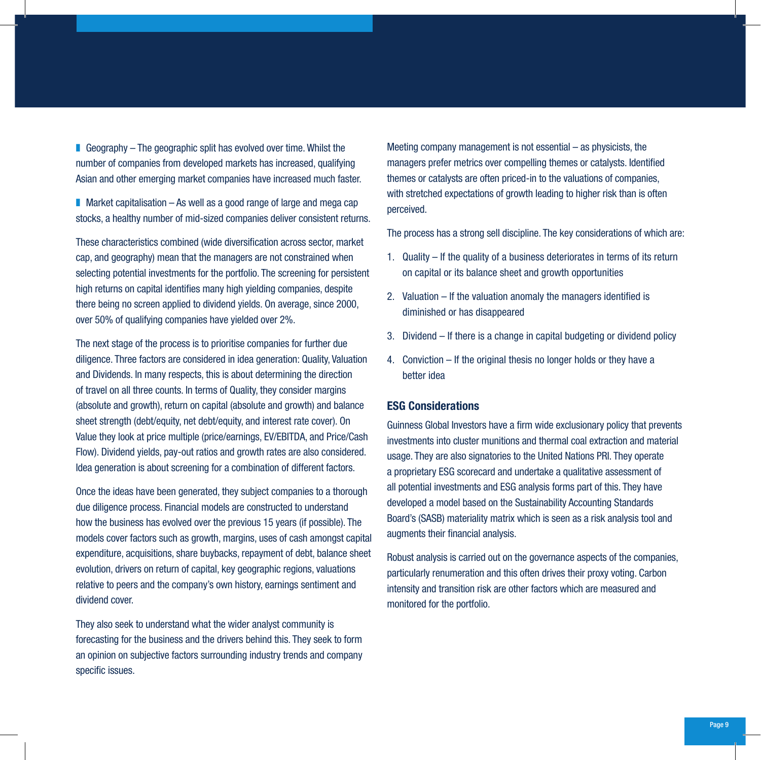- Geography – The geographic split has evolved over time. Whilst the number of companies from developed markets has increased, qualifying Asian and other emerging market companies have increased much faster.

- Market capitalisation – As well as a good range of large and mega cap stocks, a healthy number of mid-sized companies deliver consistent returns.

These characteristics combined (wide diversification across sector, market cap, and geography) mean that the managers are not constrained when selecting potential investments for the portfolio. The screening for persistent high returns on capital identifies many high yielding companies, despite there being no screen applied to dividend yields. On average, since 2000, over 50% of qualifying companies have yielded over 2%.

The next stage of the process is to prioritise companies for further due diligence. Three factors are considered in idea generation: Quality, Valuation and Dividends. In many respects, this is about determining the direction of travel on all three counts. In terms of Quality, they consider margins (absolute and growth), return on capital (absolute and growth) and balance sheet strength (debt/equity, net debt/equity, and interest rate cover). On Value they look at price multiple (price/earnings, EV/EBITDA, and Price/Cash Flow). Dividend yields, pay-out ratios and growth rates are also considered. Idea generation is about screening for a combination of different factors.

Once the ideas have been generated, they subject companies to a thorough due diligence process. Financial models are constructed to understand how the business has evolved over the previous 15 years (if possible). The models cover factors such as growth, margins, uses of cash amongst capital expenditure, acquisitions, share buybacks, repayment of debt, balance sheet evolution, drivers on return of capital, key geographic regions, valuations relative to peers and the company's own history, earnings sentiment and dividend cover.

They also seek to understand what the wider analyst community is forecasting for the business and the drivers behind this. They seek to form an opinion on subjective factors surrounding industry trends and company specific issues.

Meeting company management is not essential – as physicists, the managers prefer metrics over compelling themes or catalysts. Identified themes or catalysts are often priced-in to the valuations of companies, with stretched expectations of growth leading to higher risk than is often perceived.

The process has a strong sell discipline. The key considerations of which are:

1. Quality – If the quality of a business deteriorates in terms of its return on capital or its balance sheet and growth opportunities
2. Valuation – If the valuation anomaly the managers identified is diminished or has disappeared
3. Dividend – If there is a change in capital budgeting or dividend policy
4. Conviction – If the original thesis no longer holds or they have a better idea

## ESG Considerations

Guinness Global Investors have a firm wide exclusionary policy that prevents investments into cluster munitions and thermal coal extraction and material usage. They are also signatories to the United Nations PRI. They operate a proprietary ESG scorecard and undertake a qualitative assessment of all potential investments and ESG analysis forms part of this. They have developed a model based on the Sustainability Accounting Standards Board's (SASB) materiality matrix which is seen as a risk analysis tool and augments their financial analysis.

Robust analysis is carried out on the governance aspects of the companies, particularly renumeration and this often drives their proxy voting. Carbon intensity and transition risk are other factors which are measured and monitored for the portfolio.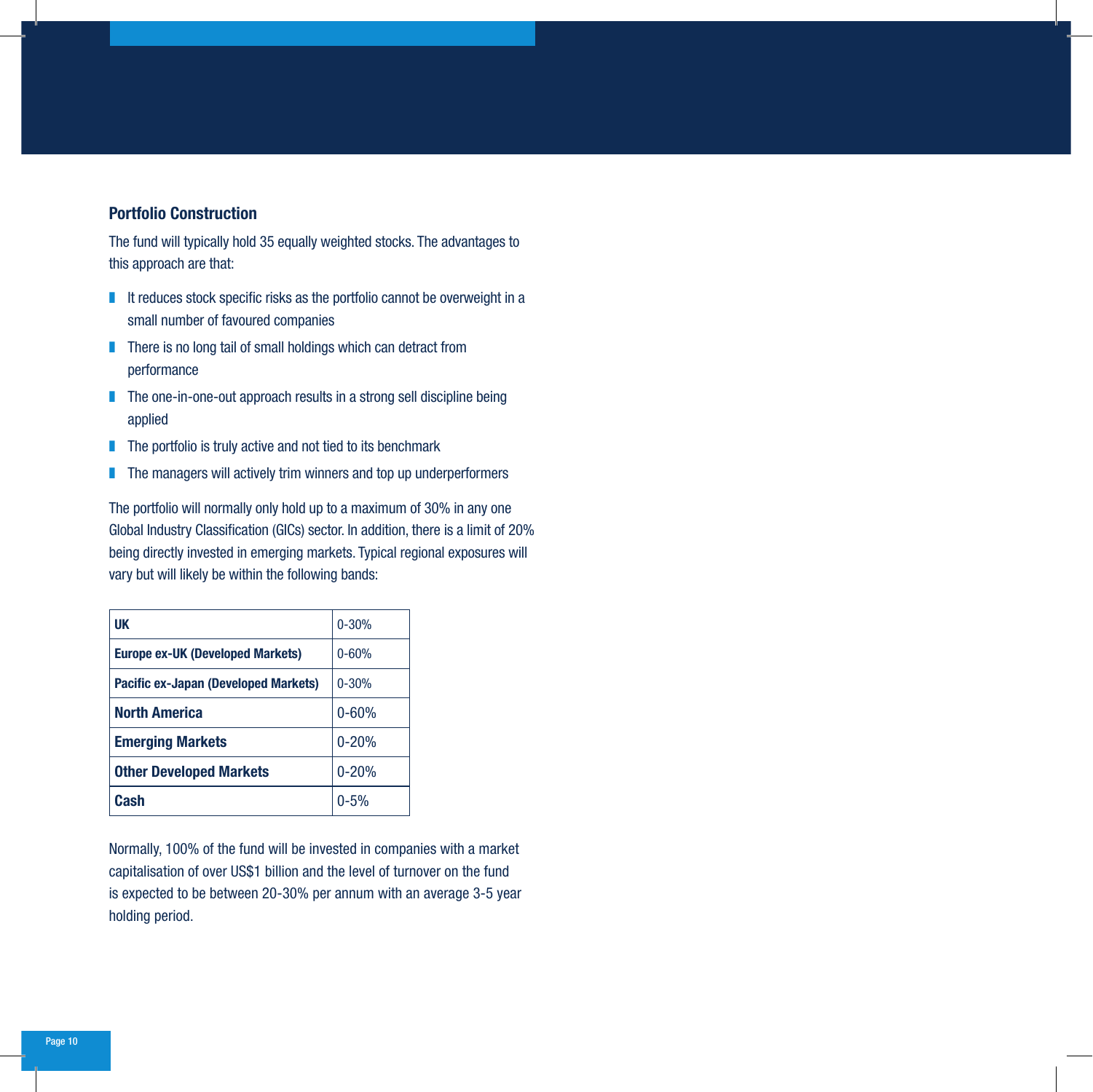## Portfolio Construction

The fund will typically hold 35 equally weighted stocks. The advantages to this approach are that:

- It reduces stock specific risks as the portfolio cannot be overweight in a small number of favoured companies
- There is no long tail of small holdings which can detract from performance
- The one-in-one-out approach results in a strong sell discipline being applied
- The portfolio is truly active and not tied to its benchmark
- The managers will actively trim winners and top up underperformers

The portfolio will normally only hold up to a maximum of 30% in any one Global Industry Classification (GICs) sector. In addition, there is a limit of 20% being directly invested in emerging markets. Typical regional exposures will vary but will likely be within the following bands:

| | |
|---|---|
| **UK** | 0-30% |
| **Europe ex-UK (Developed Markets)** | 0-60% |
| **Pacific ex-Japan (Developed Markets)** | 0-30% |
| **North America** | 0-60% |
| **Emerging Markets** | 0-20% |
| **Other Developed Markets** | 0-20% |
| **Cash** | 0-5% |

Normally, 100% of the fund will be invested in companies with a market capitalisation of over US$1 billion and the level of turnover on the fund is expected to be between 20-30% per annum with an average 3-5 year holding period.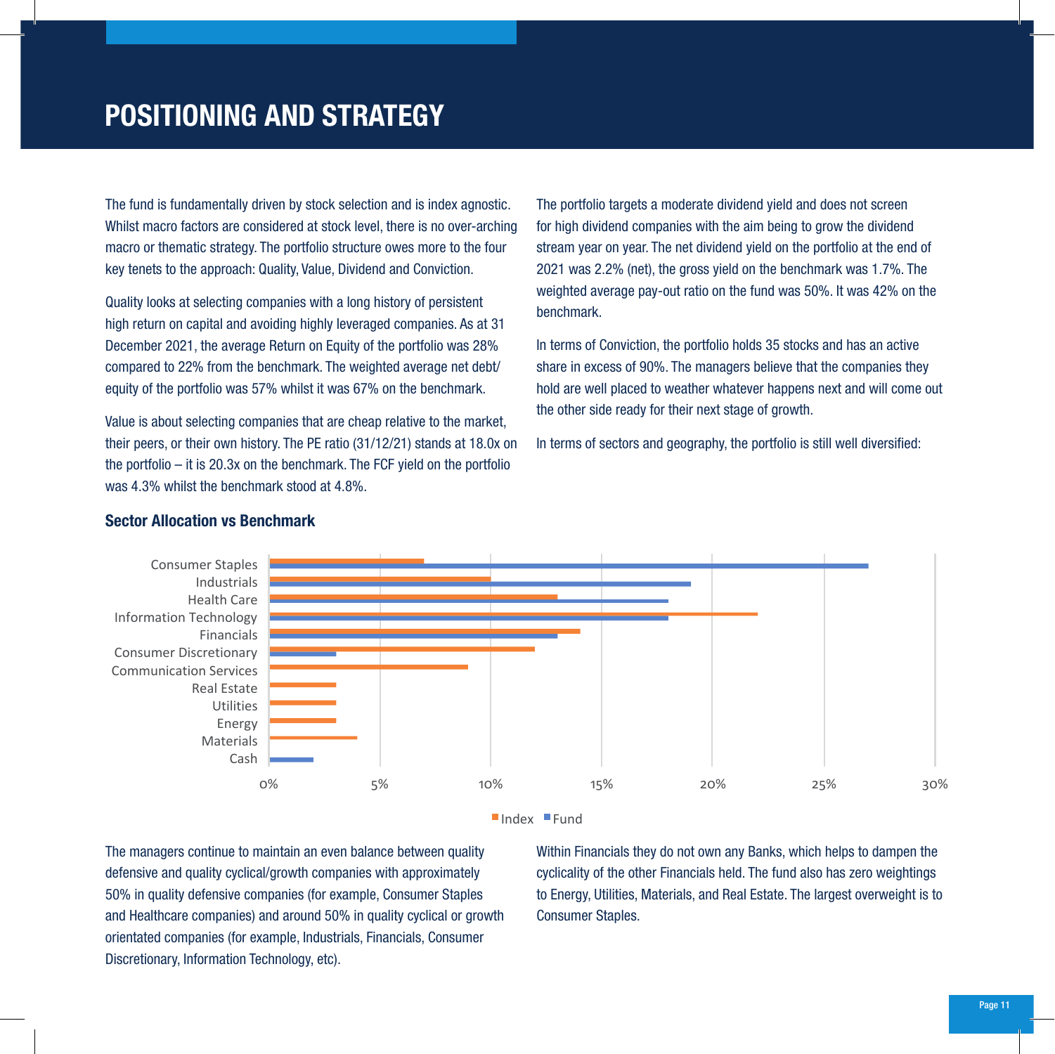# POSITIONING AND STRATEGY

The fund is fundamentally driven by stock selection and is index agnostic. Whilst macro factors are considered at stock level, there is no over-arching macro or thematic strategy. The portfolio structure owes more to the four key tenets to the approach: Quality, Value, Dividend and Conviction.

Quality looks at selecting companies with a long history of persistent high return on capital and avoiding highly leveraged companies. As at 31 December 2021, the average Return on Equity of the portfolio was 28% compared to 22% from the benchmark. The weighted average net debt/equity of the portfolio was 57% whilst it was 67% on the benchmark.

Value is about selecting companies that are cheap relative to the market, their peers, or their own history. The PE ratio (31/12/21) stands at 18.0x on the portfolio – it is 20.3x on the benchmark. The FCF yield on the portfolio was 4.3% whilst the benchmark stood at 4.8%.

The portfolio targets a moderate dividend yield and does not screen for high dividend companies with the aim being to grow the dividend stream year on year. The net dividend yield on the portfolio at the end of 2021 was 2.2% (net), the gross yield on the benchmark was 1.7%. The weighted average pay-out ratio on the fund was 50%. It was 42% on the benchmark.

In terms of Conviction, the portfolio holds 35 stocks and has an active share in excess of 90%. The managers believe that the companies they hold are well placed to weather whatever happens next and will come out the other side ready for their next stage of growth.

In terms of sectors and geography, the portfolio is still well diversified:

## Sector Allocation vs Benchmark

| Sector | Index | Fund |
|---|---|---|
| Consumer Staples | 7% | 27% |
| Industrials | 10% | 19% |
| Health Care | 13% | 18% |
| Information Technology | 22% | 18% |
| Financials | 14% | 13% |
| Consumer Discretionary | 12% | 3% |
| Communication Services | 9% | |
| Real Estate | 3% | |
| Utilities | 3% | |
| Energy | 3% | |
| Materials | 4% | |
| Cash | | 2% |

The managers continue to maintain an even balance between quality defensive and quality cyclical/growth companies with approximately 50% in quality defensive companies (for example, Consumer Staples and Healthcare companies) and around 50% in quality cyclical or growth orientated companies (for example, Industrials, Financials, Consumer Discretionary, Information Technology, etc).

Within Financials they do not own any Banks, which helps to dampen the cyclicality of the other Financials held. The fund also has zero weightings to Energy, Utilities, Materials, and Real Estate. The largest overweight is to Consumer Staples.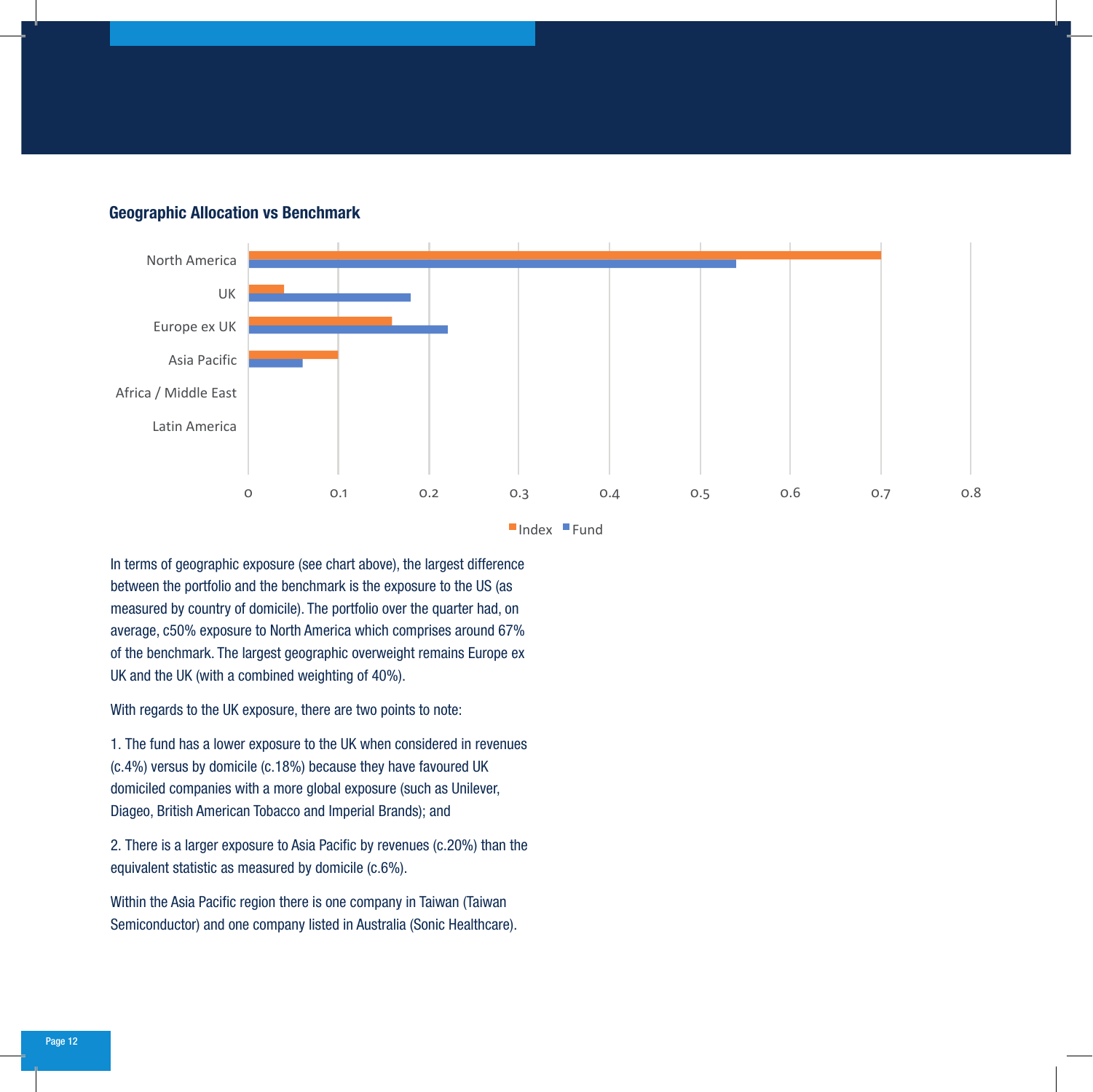### Geographic Allocation vs Benchmark

In terms of geographic exposure (see chart above), the largest difference between the portfolio and the benchmark is the exposure to the US (as measured by country of domicile). The portfolio over the quarter had, on average, c50% exposure to North America which comprises around 67% of the benchmark. The largest geographic overweight remains Europe ex UK and the UK (with a combined weighting of 40%).

With regards to the UK exposure, there are two points to note:

1. The fund has a lower exposure to the UK when considered in revenues (c.4%) versus by domicile (c.18%) because they have favoured UK domiciled companies with a more global exposure (such as Unilever, Diageo, British American Tobacco and Imperial Brands); and

2. There is a larger exposure to Asia Pacific by revenues (c.20%) than the equivalent statistic as measured by domicile (c.6%).

Within the Asia Pacific region there is one company in Taiwan (Taiwan Semiconductor) and one company listed in Australia (Sonic Healthcare).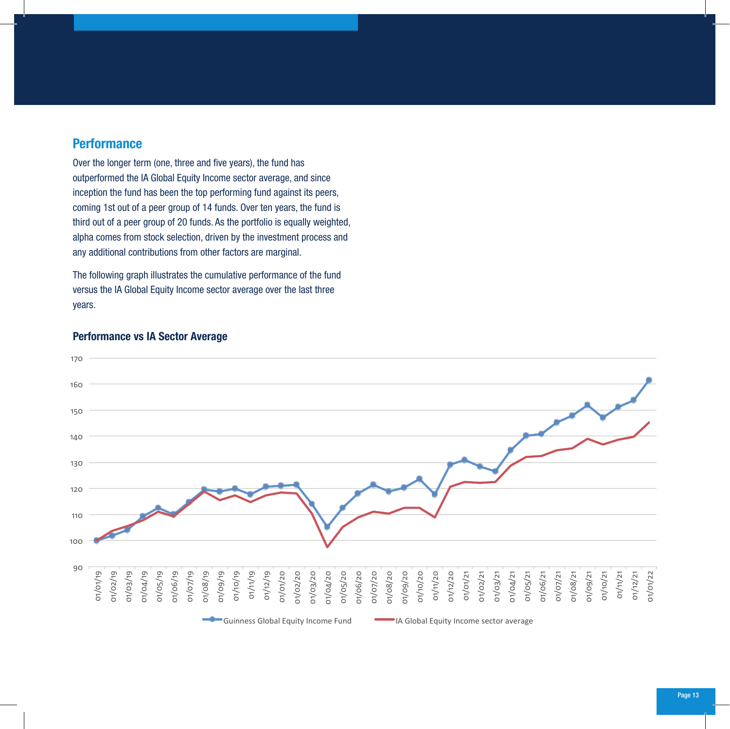## Performance

Over the longer term (one, three and five years), the fund has outperformed the IA Global Equity Income sector average, and since inception the fund has been the top performing fund against its peers, coming 1st out of a peer group of 14 funds. Over ten years, the fund is third out of a peer group of 20 funds. As the portfolio is equally weighted, alpha comes from stock selection, driven by the investment process and any additional contributions from other factors are marginal.

The following graph illustrates the cumulative performance of the fund versus the IA Global Equity Income sector average over the last three years.

### Performance vs IA Sector Average

Guinness Global Equity Income Fund — IA Global Equity Income sector average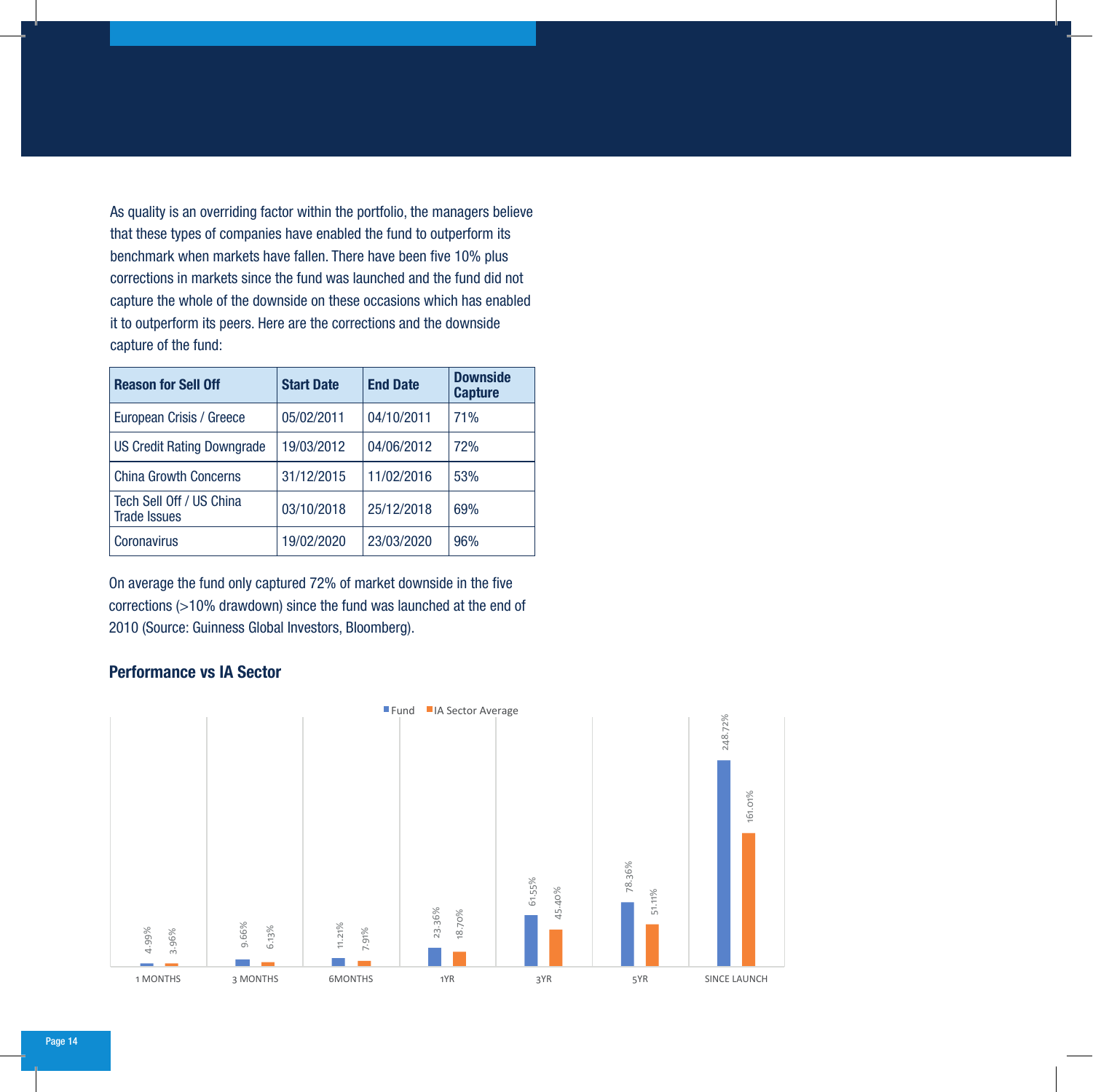As quality is an overriding factor within the portfolio, the managers believe that these types of companies have enabled the fund to outperform its benchmark when markets have fallen. There have been five 10% plus corrections in markets since the fund was launched and the fund did not capture the whole of the downside on these occasions which has enabled it to outperform its peers. Here are the corrections and the downside capture of the fund:

| Reason for Sell Off | Start Date | End Date | Downside Capture |
|---|---|---|---|
| European Crisis / Greece | 05/02/2011 | 04/10/2011 | 71% |
| US Credit Rating Downgrade | 19/03/2012 | 04/06/2012 | 72% |
| China Growth Concerns | 31/12/2015 | 11/02/2016 | 53% |
| Tech Sell Off / US China Trade Issues | 03/10/2018 | 25/12/2018 | 69% |
| Coronavirus | 19/02/2020 | 23/03/2020 | 96% |

On average the fund only captured 72% of market downside in the five corrections (>10% drawdown) since the fund was launched at the end of 2010 (Source: Guinness Global Investors, Bloomberg).

## Performance vs IA Sector

| | Fund | IA Sector Average |
|---|---|---|
| 1 MONTHS | 4.99% | 3.96% |
| 3 MONTHS | 9.66% | 6.13% |
| 6MONTHS | 11.21% | 7.91% |
| 1YR | 23.36% | 18.70% |
| 3YR | 61.55% | 45.40% |
| 5YR | 78.36% | 51.11% |
| SINCE LAUNCH | 248.72% | 161.01% |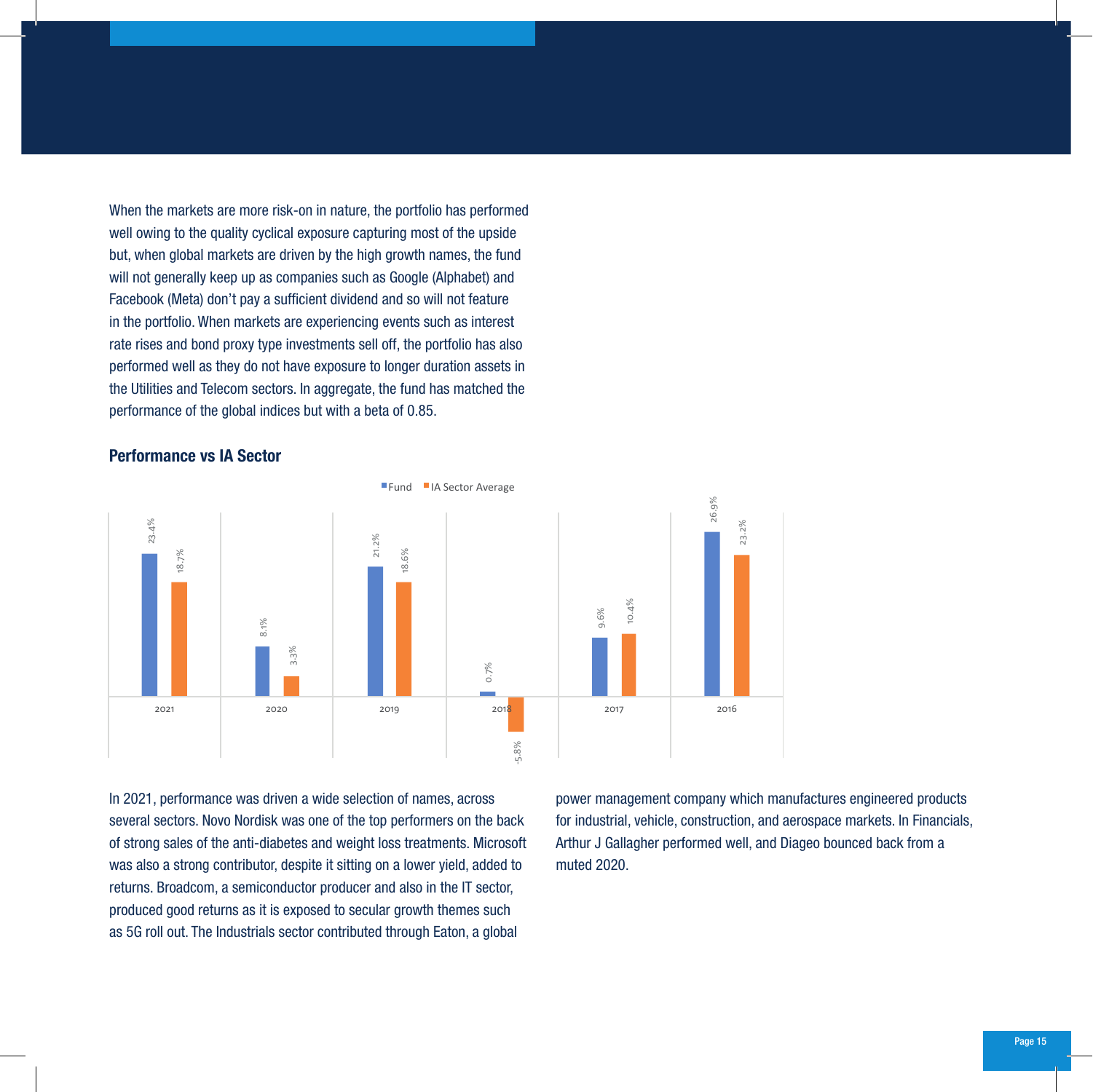When the markets are more risk-on in nature, the portfolio has performed well owing to the quality cyclical exposure capturing most of the upside but, when global markets are driven by the high growth names, the fund will not generally keep up as companies such as Google (Alphabet) and Facebook (Meta) don't pay a sufficient dividend and so will not feature in the portfolio. When markets are experiencing events such as interest rate rises and bond proxy type investments sell off, the portfolio has also performed well as they do not have exposure to longer duration assets in the Utilities and Telecom sectors. In aggregate, the fund has matched the performance of the global indices but with a beta of 0.85.

### Performance vs IA Sector

| Year | Fund | IA Sector Average |
|---|---|---|
| 2021 | 23.4% | 18.7% |
| 2020 | 8.1% | 3.3% |
| 2019 | 21.2% | 18.6% |
| 2018 | 0.7% | -5.8% |
| 2017 | 9.6% | 10.4% |
| 2016 | 26.9% | 23.2% |

In 2021, performance was driven a wide selection of names, across several sectors. Novo Nordisk was one of the top performers on the back of strong sales of the anti-diabetes and weight loss treatments. Microsoft was also a strong contributor, despite it sitting on a lower yield, added to returns. Broadcom, a semiconductor producer and also in the IT sector, produced good returns as it is exposed to secular growth themes such as 5G roll out. The Industrials sector contributed through Eaton, a global power management company which manufactures engineered products for industrial, vehicle, construction, and aerospace markets. In Financials, Arthur J Gallagher performed well, and Diageo bounced back from a muted 2020.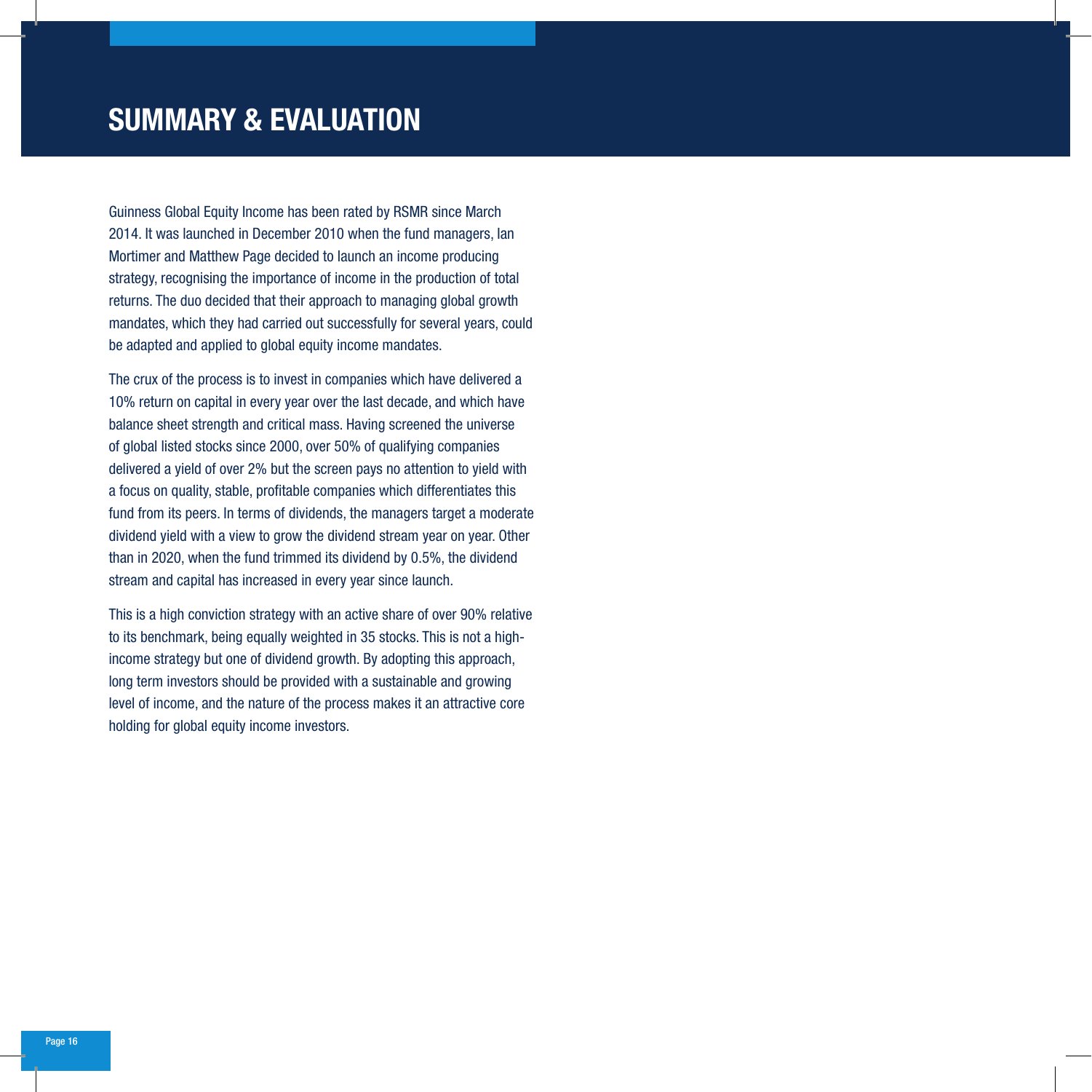# SUMMARY & EVALUATION

Guinness Global Equity Income has been rated by RSMR since March 2014. It was launched in December 2010 when the fund managers, Ian Mortimer and Matthew Page decided to launch an income producing strategy, recognising the importance of income in the production of total returns. The duo decided that their approach to managing global growth mandates, which they had carried out successfully for several years, could be adapted and applied to global equity income mandates.

The crux of the process is to invest in companies which have delivered a 10% return on capital in every year over the last decade, and which have balance sheet strength and critical mass. Having screened the universe of global listed stocks since 2000, over 50% of qualifying companies delivered a yield of over 2% but the screen pays no attention to yield with a focus on quality, stable, profitable companies which differentiates this fund from its peers. In terms of dividends, the managers target a moderate dividend yield with a view to grow the dividend stream year on year. Other than in 2020, when the fund trimmed its dividend by 0.5%, the dividend stream and capital has increased in every year since launch.

This is a high conviction strategy with an active share of over 90% relative to its benchmark, being equally weighted in 35 stocks. This is not a high-income strategy but one of dividend growth. By adopting this approach, long term investors should be provided with a sustainable and growing level of income, and the nature of the process makes it an attractive core holding for global equity income investors.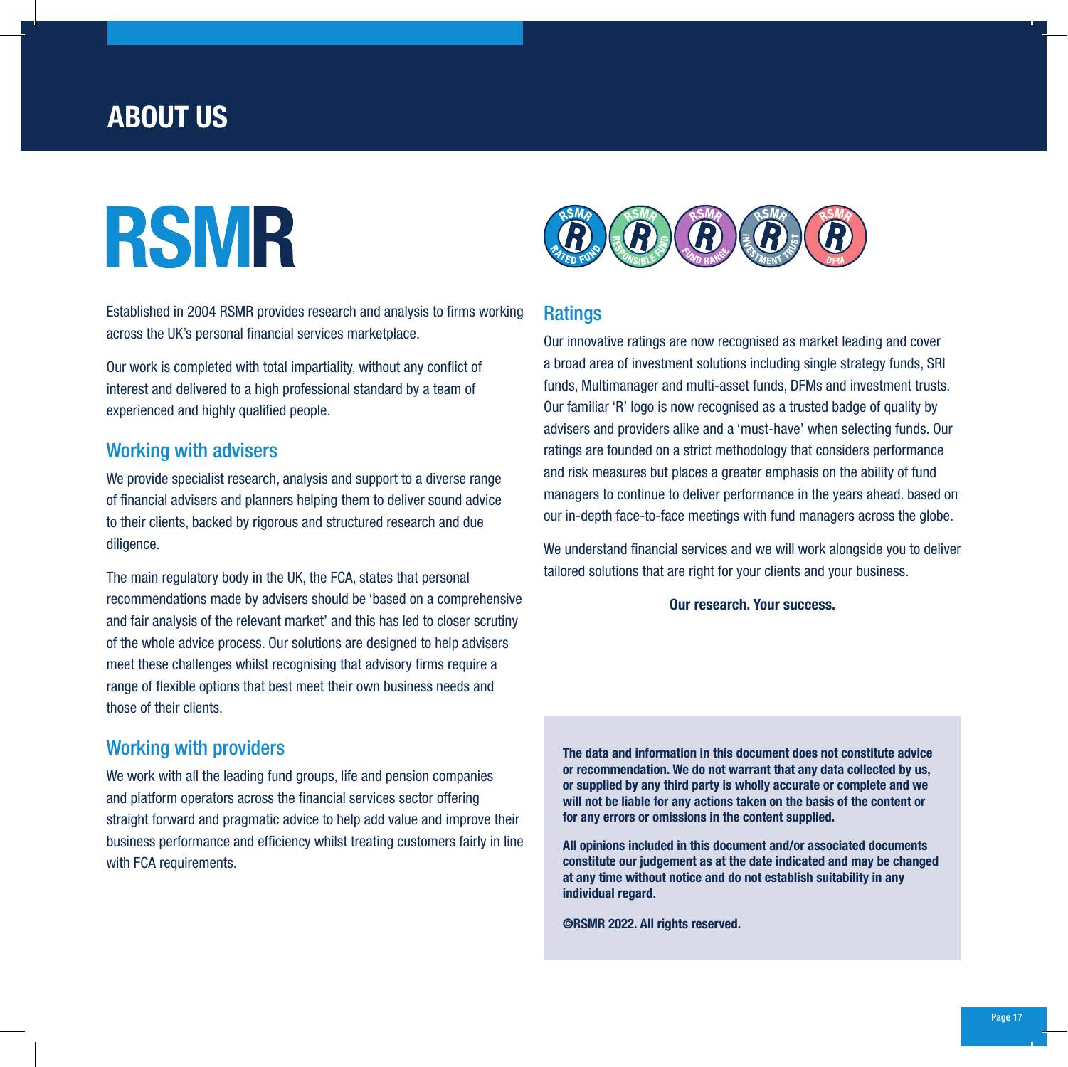# ABOUT US

## RSMR

Established in 2004 RSMR provides research and analysis to firms working across the UK's personal financial services marketplace.

Our work is completed with total impartiality, without any conflict of interest and delivered to a high professional standard by a team of experienced and highly qualified people.

### Working with advisers

We provide specialist research, analysis and support to a diverse range of financial advisers and planners helping them to deliver sound advice to their clients, backed by rigorous and structured research and due diligence.

The main regulatory body in the UK, the FCA, states that personal recommendations made by advisers should be 'based on a comprehensive and fair analysis of the relevant market' and this has led to closer scrutiny of the whole advice process. Our solutions are designed to help advisers meet these challenges whilst recognising that advisory firms require a range of flexible options that best meet their own business needs and those of their clients.

### Working with providers

We work with all the leading fund groups, life and pension companies and platform operators across the financial services sector offering straight forward and pragmatic advice to help add value and improve their business performance and efficiency whilst treating customers fairly in line with FCA requirements.

### Ratings

Our innovative ratings are now recognised as market leading and cover a broad area of investment solutions including single strategy funds, SRI funds, Multimanager and multi-asset funds, DFMs and investment trusts. Our familiar 'R' logo is now recognised as a trusted badge of quality by advisers and providers alike and a 'must-have' when selecting funds. Our ratings are founded on a strict methodology that considers performance and risk measures but places a greater emphasis on the ability of fund managers to continue to deliver performance in the years ahead. based on our in-depth face-to-face meetings with fund managers across the globe.

We understand financial services and we will work alongside you to deliver tailored solutions that are right for your clients and your business.

**Our research. Your success.**

**The data and information in this document does not constitute advice or recommendation. We do not warrant that any data collected by us, or supplied by any third party is wholly accurate or complete and we will not be liable for any actions taken on the basis of the content or for any errors or omissions in the content supplied.**

**All opinions included in this document and/or associated documents constitute our judgement as at the date indicated and may be changed at any time without notice and do not establish suitability in any individual regard.**

**©RSMR 2022. All rights reserved.**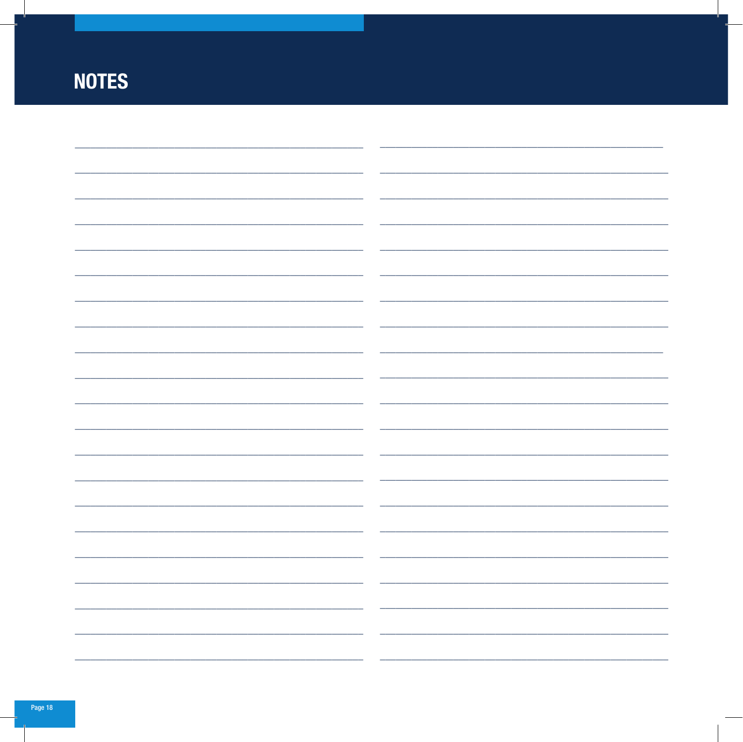# NOTES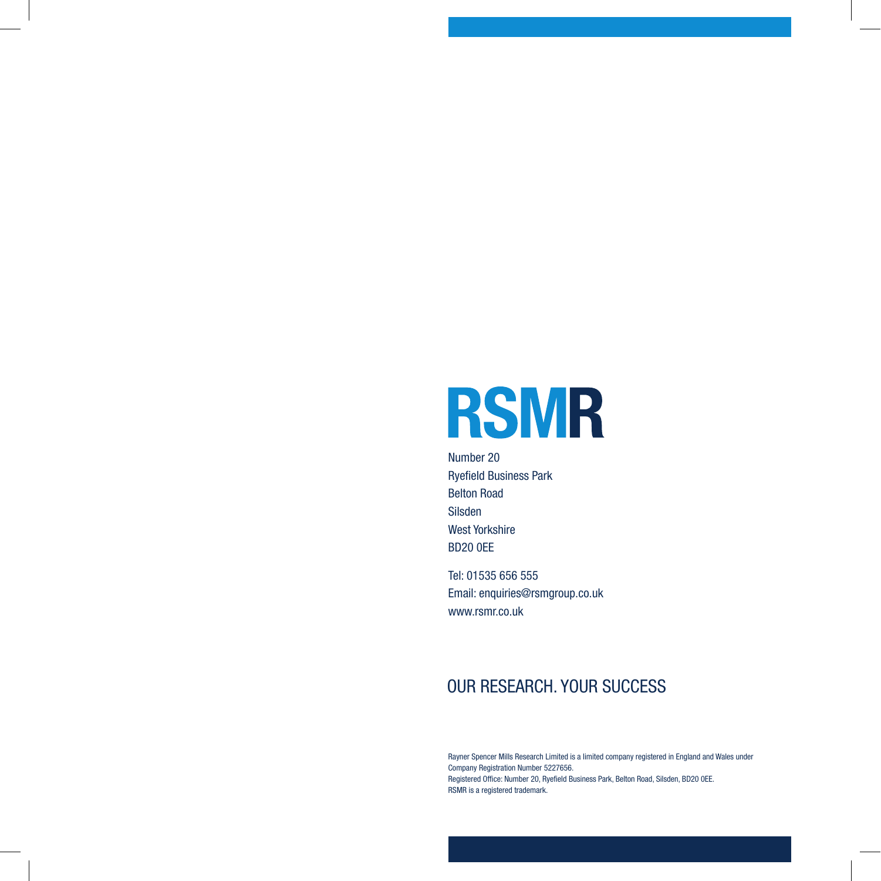# RSMR

Number 20
Ryefield Business Park
Belton Road
Silsden
West Yorkshire
BD20 0EE

Tel: 01535 656 555
Email: enquiries@rsmgroup.co.uk
www.rsmr.co.uk

## OUR RESEARCH. YOUR SUCCESS

Rayner Spencer Mills Research Limited is a limited company registered in England and Wales under Company Registration Number 5227656.
Registered Office: Number 20, Ryefield Business Park, Belton Road, Silsden, BD20 0EE.
RSMR is a registered trademark.